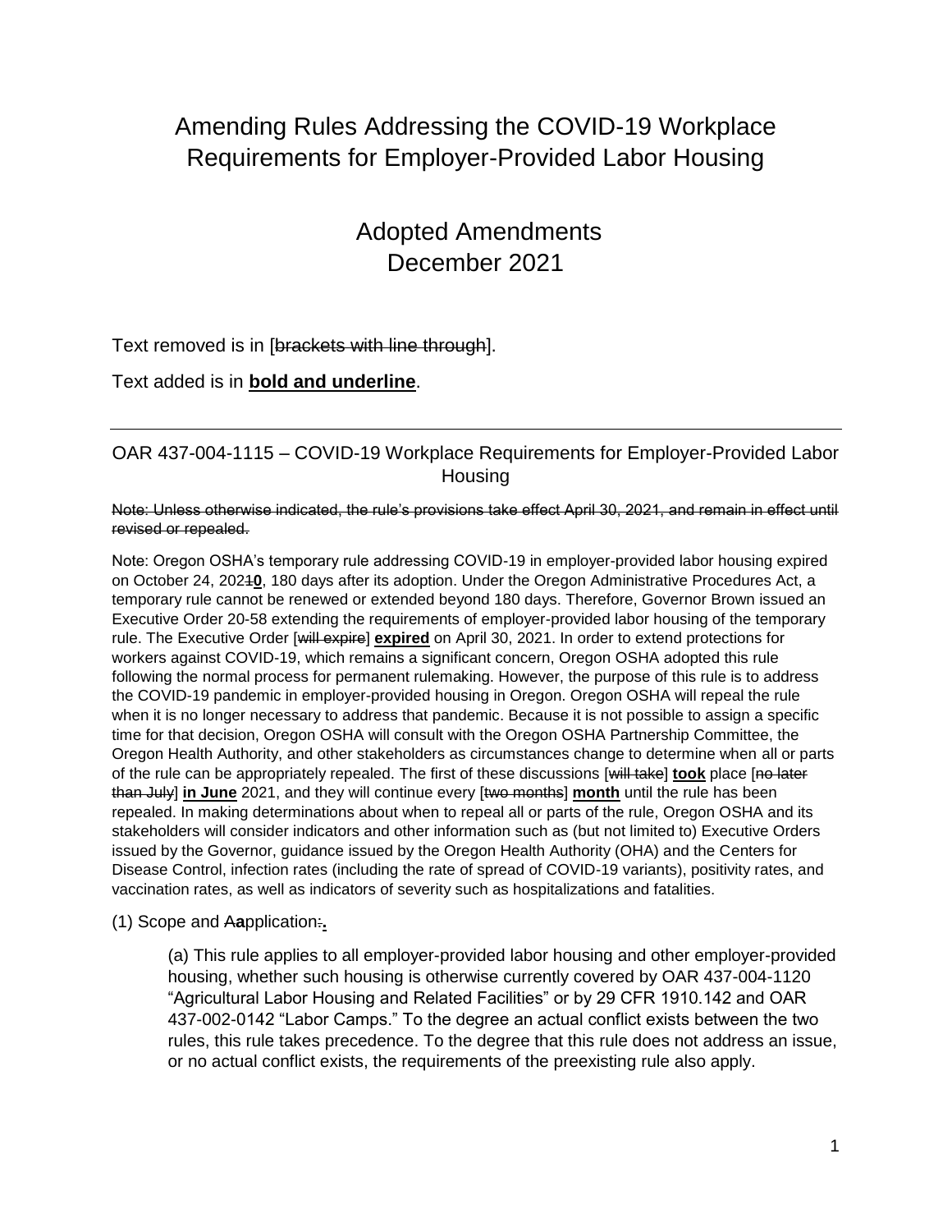# Amending Rules Addressing the COVID-19 Workplace Requirements for Employer-Provided Labor Housing

## Adopted Amendments
## December 2021

Text removed is in [~~brackets with line through~~].

Text added is in **<u>bold and underline</u>**.

---

### OAR 437-004-1115 – COVID-19 Workplace Requirements for Employer-Provided Labor Housing

~~Note: Unless otherwise indicated, the rule's provisions take effect April 30, 2021, and remain in effect until revised or repealed.~~

Note: Oregon OSHA's temporary rule addressing COVID-19 in employer-provided labor housing expired on October 24, 202~~1~~**<u>0</u>**, 180 days after its adoption. Under the Oregon Administrative Procedures Act, a temporary rule cannot be renewed or extended beyond 180 days. Therefore, Governor Brown issued an Executive Order 20-58 extending the requirements of employer-provided labor housing of the temporary rule. The Executive Order [~~will expire~~] **<u>expired</u>** on April 30, 2021. In order to extend protections for workers against COVID-19, which remains a significant concern, Oregon OSHA adopted this rule following the normal process for permanent rulemaking. However, the purpose of this rule is to address the COVID-19 pandemic in employer-provided housing in Oregon. Oregon OSHA will repeal the rule when it is no longer necessary to address that pandemic. Because it is not possible to assign a specific time for that decision, Oregon OSHA will consult with the Oregon OSHA Partnership Committee, the Oregon Health Authority, and other stakeholders as circumstances change to determine when all or parts of the rule can be appropriately repealed. The first of these discussions [~~will take~~] **<u>took</u>** place [~~no later than July~~] **<u>in June</u>** 2021, and they will continue every [~~two months~~] **<u>month</u>** until the rule has been repealed. In making determinations about when to repeal all or parts of the rule, Oregon OSHA and its stakeholders will consider indicators and other information such as (but not limited to) Executive Orders issued by the Governor, guidance issued by the Oregon Health Authority (OHA) and the Centers for Disease Control, infection rates (including the rate of spread of COVID-19 variants), positivity rates, and vaccination rates, as well as indicators of severity such as hospitalizations and fatalities.

(1) Scope and ~~A~~**<u>a</u>**pplication~~:~~**<u>.</u>**

(a) This rule applies to all employer-provided labor housing and other employer-provided housing, whether such housing is otherwise currently covered by OAR 437-004-1120 "Agricultural Labor Housing and Related Facilities" or by 29 CFR 1910.142 and OAR 437-002-0142 "Labor Camps." To the degree an actual conflict exists between the two rules, this rule takes precedence. To the degree that this rule does not address an issue, or no actual conflict exists, the requirements of the preexisting rule also apply.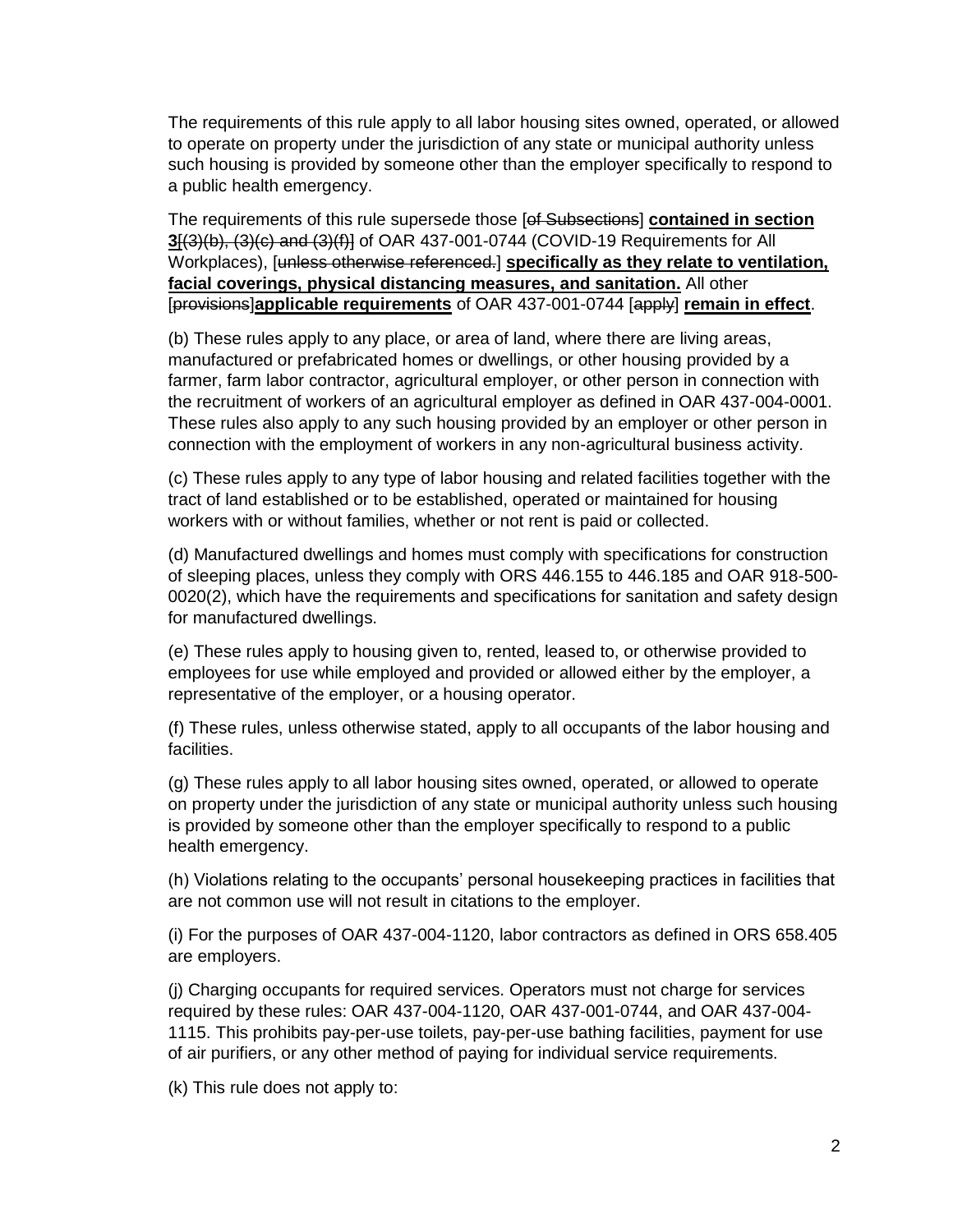The requirements of this rule apply to all labor housing sites owned, operated, or allowed to operate on property under the jurisdiction of any state or municipal authority unless such housing is provided by someone other than the employer specifically to respond to a public health emergency.

The requirements of this rule supersede those [~~of Subsections~~] **contained in section 3**[~~(3)(b), (3)(c) and (3)(f)~~] of OAR 437-001-0744 (COVID-19 Requirements for All Workplaces), [~~unless otherwise referenced.~~] **specifically as they relate to ventilation, facial coverings, physical distancing measures, and sanitation.** All other [~~provisions~~]**applicable requirements** of OAR 437-001-0744 [~~apply~~] **remain in effect**.

(b) These rules apply to any place, or area of land, where there are living areas, manufactured or prefabricated homes or dwellings, or other housing provided by a farmer, farm labor contractor, agricultural employer, or other person in connection with the recruitment of workers of an agricultural employer as defined in OAR 437-004-0001. These rules also apply to any such housing provided by an employer or other person in connection with the employment of workers in any non-agricultural business activity.

(c) These rules apply to any type of labor housing and related facilities together with the tract of land established or to be established, operated or maintained for housing workers with or without families, whether or not rent is paid or collected.

(d) Manufactured dwellings and homes must comply with specifications for construction of sleeping places, unless they comply with ORS 446.155 to 446.185 and OAR 918-500-0020(2), which have the requirements and specifications for sanitation and safety design for manufactured dwellings.

(e) These rules apply to housing given to, rented, leased to, or otherwise provided to employees for use while employed and provided or allowed either by the employer, a representative of the employer, or a housing operator.

(f) These rules, unless otherwise stated, apply to all occupants of the labor housing and facilities.

(g) These rules apply to all labor housing sites owned, operated, or allowed to operate on property under the jurisdiction of any state or municipal authority unless such housing is provided by someone other than the employer specifically to respond to a public health emergency.

(h) Violations relating to the occupants' personal housekeeping practices in facilities that are not common use will not result in citations to the employer.

(i) For the purposes of OAR 437-004-1120, labor contractors as defined in ORS 658.405 are employers.

(j) Charging occupants for required services. Operators must not charge for services required by these rules: OAR 437-004-1120, OAR 437-001-0744, and OAR 437-004-1115. This prohibits pay-per-use toilets, pay-per-use bathing facilities, payment for use of air purifiers, or any other method of paying for individual service requirements.

(k) This rule does not apply to: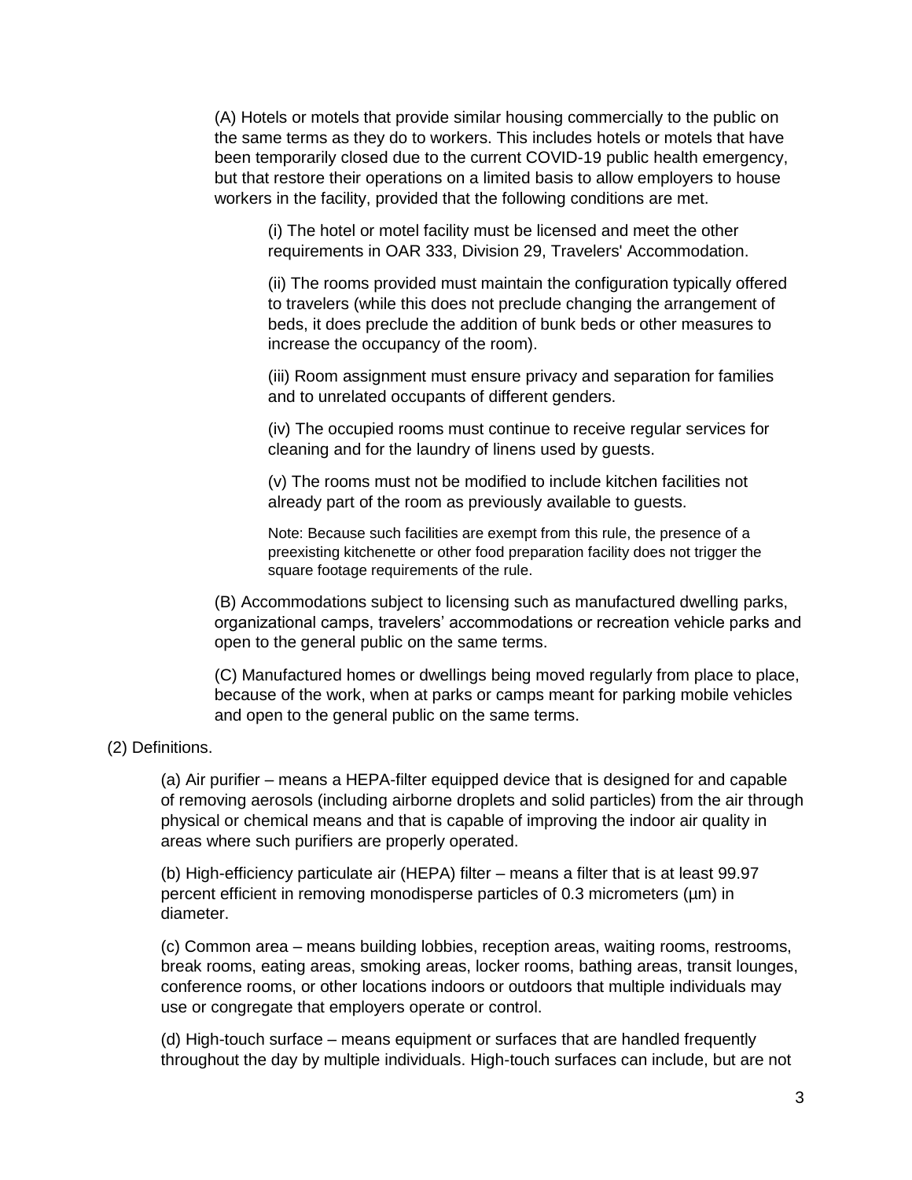(A) Hotels or motels that provide similar housing commercially to the public on the same terms as they do to workers. This includes hotels or motels that have been temporarily closed due to the current COVID-19 public health emergency, but that restore their operations on a limited basis to allow employers to house workers in the facility, provided that the following conditions are met.

(i) The hotel or motel facility must be licensed and meet the other requirements in OAR 333, Division 29, Travelers' Accommodation.

(ii) The rooms provided must maintain the configuration typically offered to travelers (while this does not preclude changing the arrangement of beds, it does preclude the addition of bunk beds or other measures to increase the occupancy of the room).

(iii) Room assignment must ensure privacy and separation for families and to unrelated occupants of different genders.

(iv) The occupied rooms must continue to receive regular services for cleaning and for the laundry of linens used by guests.

(v) The rooms must not be modified to include kitchen facilities not already part of the room as previously available to guests.

Note: Because such facilities are exempt from this rule, the presence of a preexisting kitchenette or other food preparation facility does not trigger the square footage requirements of the rule.

(B) Accommodations subject to licensing such as manufactured dwelling parks, organizational camps, travelers' accommodations or recreation vehicle parks and open to the general public on the same terms.

(C) Manufactured homes or dwellings being moved regularly from place to place, because of the work, when at parks or camps meant for parking mobile vehicles and open to the general public on the same terms.

(2) Definitions.

(a) Air purifier – means a HEPA-filter equipped device that is designed for and capable of removing aerosols (including airborne droplets and solid particles) from the air through physical or chemical means and that is capable of improving the indoor air quality in areas where such purifiers are properly operated.

(b) High-efficiency particulate air (HEPA) filter – means a filter that is at least 99.97 percent efficient in removing monodisperse particles of 0.3 micrometers (μm) in diameter.

(c) Common area – means building lobbies, reception areas, waiting rooms, restrooms, break rooms, eating areas, smoking areas, locker rooms, bathing areas, transit lounges, conference rooms, or other locations indoors or outdoors that multiple individuals may use or congregate that employers operate or control.

(d) High-touch surface – means equipment or surfaces that are handled frequently throughout the day by multiple individuals. High-touch surfaces can include, but are not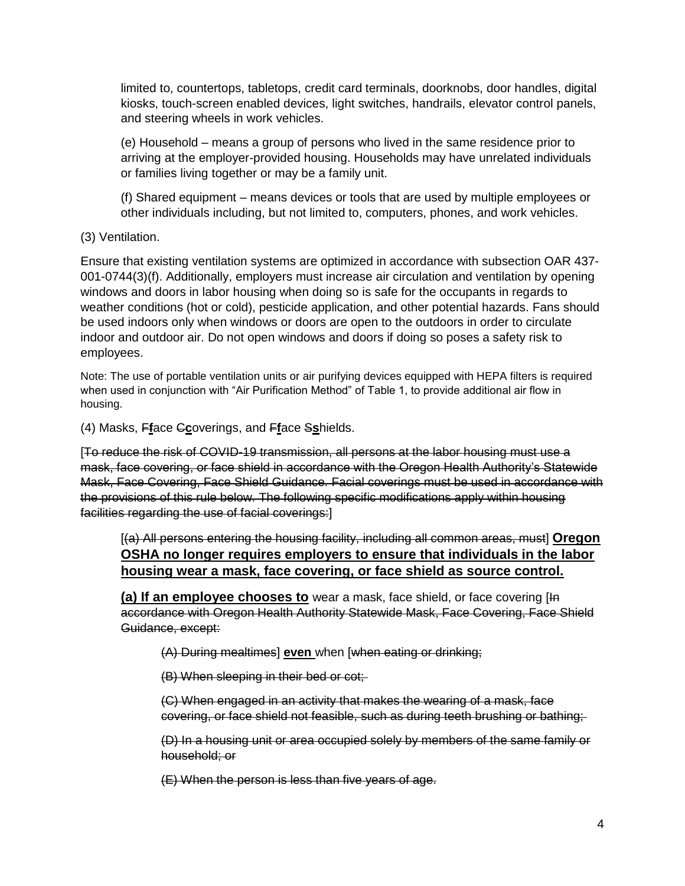limited to, countertops, tabletops, credit card terminals, doorknobs, door handles, digital kiosks, touch-screen enabled devices, light switches, handrails, elevator control panels, and steering wheels in work vehicles.

(e) Household – means a group of persons who lived in the same residence prior to arriving at the employer-provided housing. Households may have unrelated individuals or families living together or may be a family unit.

(f) Shared equipment – means devices or tools that are used by multiple employees or other individuals including, but not limited to, computers, phones, and work vehicles.

(3) Ventilation.

Ensure that existing ventilation systems are optimized in accordance with subsection OAR 437-001-0744(3)(f). Additionally, employers must increase air circulation and ventilation by opening windows and doors in labor housing when doing so is safe for the occupants in regards to weather conditions (hot or cold), pesticide application, and other potential hazards. Fans should be used indoors only when windows or doors are open to the outdoors in order to circulate indoor and outdoor air. Do not open windows and doors if doing so poses a safety risk to employees.

Note: The use of portable ventilation units or air purifying devices equipped with HEPA filters is required when used in conjunction with "Air Purification Method" of Table 1, to provide additional air flow in housing.

(4) Masks, ~~F~~**f**ace ~~C~~**c**overings, and ~~F~~**f**ace ~~S~~**s**hields.

[~~To reduce the risk of COVID-19 transmission, all persons at the labor housing must use a mask, face covering, or face shield in accordance with the Oregon Health Authority's Statewide Mask, Face Covering, Face Shield Guidance. Facial coverings must be used in accordance with the provisions of this rule below. The following specific modifications apply within housing facilities regarding the use of facial coverings:~~]

[~~(a) All persons entering the housing facility, including all common areas, must~~] **Oregon OSHA no longer requires employers to ensure that individuals in the labor housing wear a mask, face covering, or face shield as source control.**

**(a) If an employee chooses to** wear a mask, face shield, or face covering [~~In accordance with Oregon Health Authority Statewide Mask, Face Covering, Face Shield Guidance, except:~~

~~(A) During mealtimes~~] **even** when [~~when eating or drinking;~~

~~(B) When sleeping in their bed or cot;~~

~~(C) When engaged in an activity that makes the wearing of a mask, face covering, or face shield not feasible, such as during teeth brushing or bathing;~~

~~(D) In a housing unit or area occupied solely by members of the same family or household; or~~

~~(E) When the person is less than five years of age.~~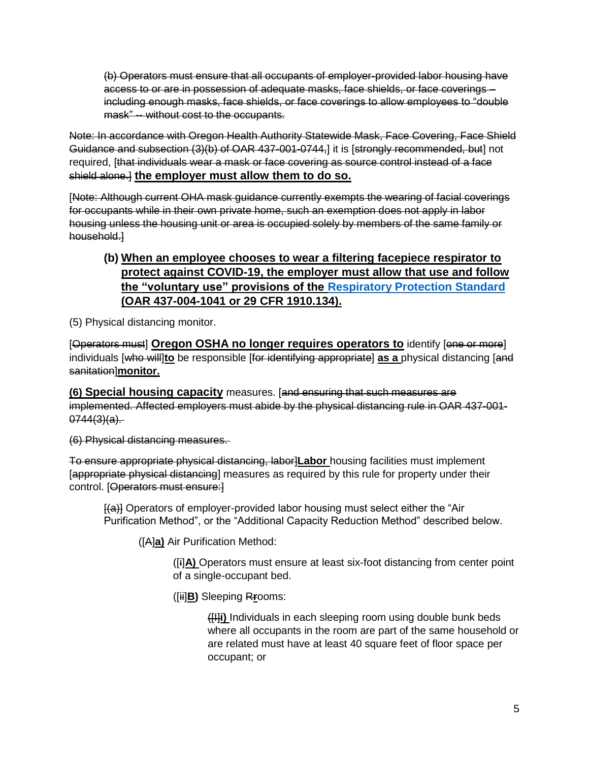~~(b) Operators must ensure that all occupants of employer-provided labor housing have access to or are in possession of adequate masks, face shields, or face coverings – including enough masks, face shields, or face coverings to allow employees to "double mask" -- without cost to the occupants.~~

~~Note: In accordance with Oregon Health Authority Statewide Mask, Face Covering, Face Shield Guidance and subsection (3)(b) of OAR 437-001-0744,~~] it is [~~strongly recommended, but~~] not required, [~~that individuals wear a mask or face covering as source control instead of a face shield alone.~~] **<u>the employer must allow them to do so.</u>**

[~~Note: Although current OHA mask guidance currently exempts the wearing of facial coverings for occupants while in their own private home, such an exemption does not apply in labor housing unless the housing unit or area is occupied solely by members of the same family or household.~~]

**(b) <u>When an employee chooses to wear a filtering facepiece respirator to protect against COVID-19, the employer must allow that use and follow the "voluntary use" provisions of the Respiratory Protection Standard (OAR 437-004-1041 or 29 CFR 1910.134).</u>**

(5) Physical distancing monitor.

[~~Operators must~~] **<u>Oregon OSHA no longer requires operators to</u>** identify [~~one or more~~] individuals [~~who will~~]**<u>to</u>** be responsible [~~for identifying appropriate~~] **<u>as a</u>** physical distancing [~~and sanitation~~]**<u>monitor.</u>**

**<u>(6) Special housing capacity</u>** measures. [~~and ensuring that such measures are implemented. Affected employers must abide by the physical distancing rule in OAR 437-001-0744(3)(a).~~

~~(6) Physical distancing measures.~~

~~To ensure appropriate physical distancing, labor~~]**<u>Labor</u>** housing facilities must implement [~~appropriate physical distancing~~] measures as required by this rule for property under their control. [~~Operators must ensure:~~]

[~~(a)~~] Operators of employer-provided labor housing must select either the "Air Purification Method", or the "Additional Capacity Reduction Method" described below.

([A]**<u>a)</u>** Air Purification Method:

([~~i~~]**<u>A)</u>** Operators must ensure at least six-foot distancing from center point of a single-occupant bed.

([~~ii~~]**<u>B)</u>** Sleeping ~~R~~**<u>r</u>**ooms:

~~([I]~~**<u>i)</u>** Individuals in each sleeping room using double bunk beds where all occupants in the room are part of the same household or are related must have at least 40 square feet of floor space per occupant; or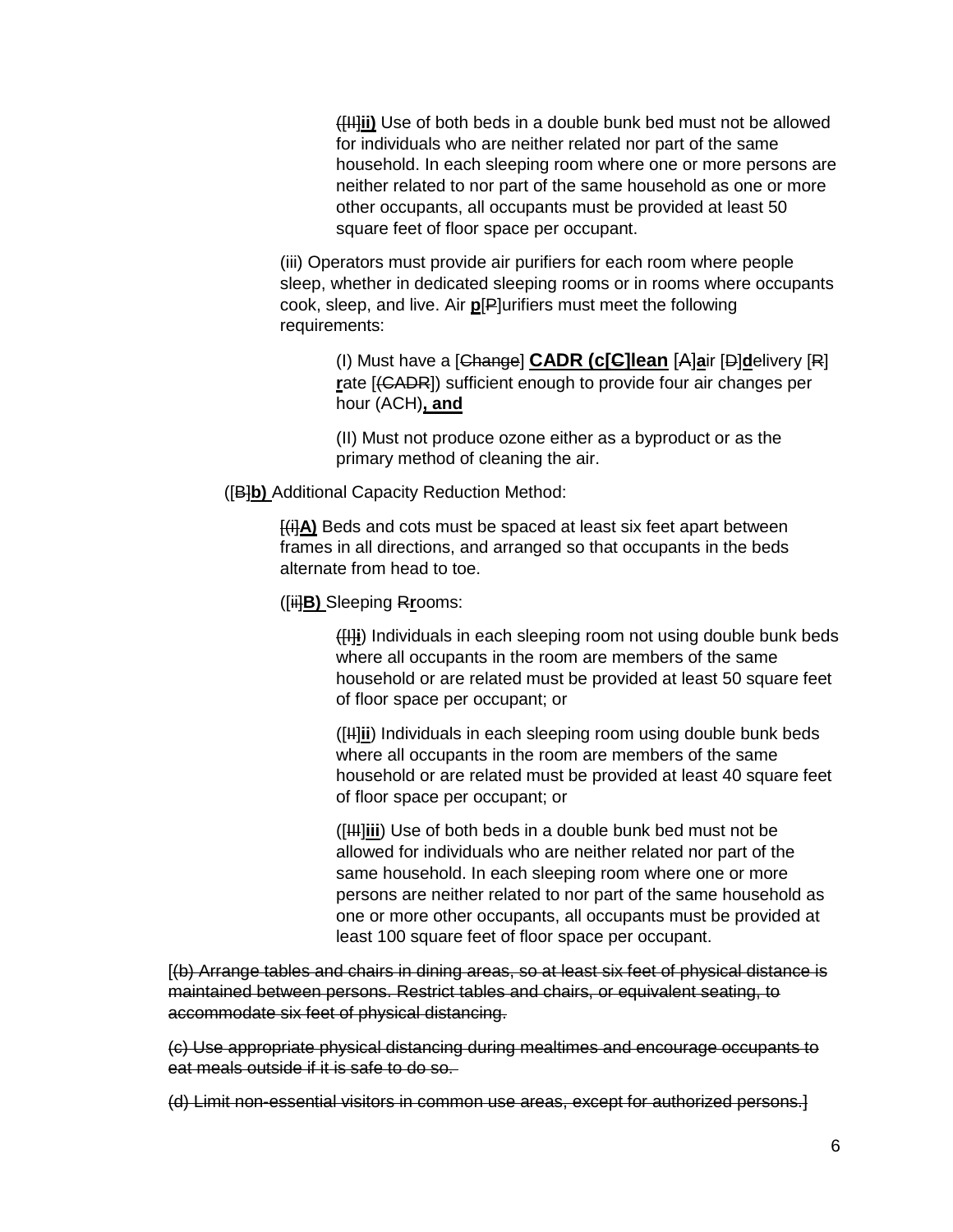([III]**ii)** Use of both beds in a double bunk bed must not be allowed for individuals who are neither related nor part of the same household. In each sleeping room where one or more persons are neither related to nor part of the same household as one or more other occupants, all occupants must be provided at least 50 square feet of floor space per occupant.

(iii) Operators must provide air purifiers for each room where people sleep, whether in dedicated sleeping rooms or in rooms where occupants cook, sleep, and live. Air **p**[P]urifiers must meet the following requirements:

(I) Must have a [~~Change~~] **CADR (c[C]lean** [A]**a**ir [D]**d**elivery [R] **r**ate [~~(CADR~~]) sufficient enough to provide four air changes per hour (ACH)**, and**

(II) Must not produce ozone either as a byproduct or as the primary method of cleaning the air.

([B]**b)** Additional Capacity Reduction Method:

[~~(i~~]**A)** Beds and cots must be spaced at least six feet apart between frames in all directions, and arranged so that occupants in the beds alternate from head to toe.

([ii]**B)** Sleeping ~~R~~**r**ooms:

([I]**i**) Individuals in each sleeping room not using double bunk beds where all occupants in the room are members of the same household or are related must be provided at least 50 square feet of floor space per occupant; or

([II]**ii**) Individuals in each sleeping room using double bunk beds where all occupants in the room are members of the same household or are related must be provided at least 40 square feet of floor space per occupant; or

([III]**iii**) Use of both beds in a double bunk bed must not be allowed for individuals who are neither related nor part of the same household. In each sleeping room where one or more persons are neither related to nor part of the same household as one or more other occupants, all occupants must be provided at least 100 square feet of floor space per occupant.

[~~(b) Arrange tables and chairs in dining areas, so at least six feet of physical distance is maintained between persons. Restrict tables and chairs, or equivalent seating, to accommodate six feet of physical distancing.~~

~~(c) Use appropriate physical distancing during mealtimes and encourage occupants to eat meals outside if it is safe to do so.~~

~~(d) Limit non-essential visitors in common use areas, except for authorized persons.~~]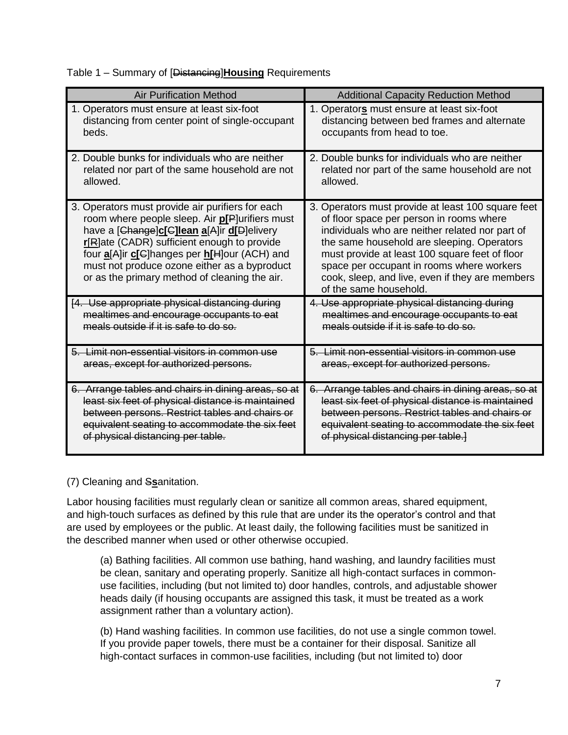Table 1 – Summary of [~~Distancing~~]**Housing** Requirements

| Air Purification Method | Additional Capacity Reduction Method |
|---|---|
| 1. Operators must ensure at least six-foot distancing from center point of single-occupant beds. | 1. Operator**s** must ensure at least six-foot distancing between bed frames and alternate occupants from head to toe. |
| 2. Double bunks for individuals who are neither related nor part of the same household are not allowed. | 2. Double bunks for individuals who are neither related nor part of the same household are not allowed. |
| 3. Operators must provide air purifiers for each room where people sleep. Air **p[**~~P~~]urifiers must have a [~~Change~~]**c[**~~C~~**]lean a**[~~A~~]ir **d[**~~D~~]elivery **r**[~~R~~]ate (CADR) sufficient enough to provide four **a**[A]ir **c[**~~C~~]hanges per **h[**~~H~~]our (ACH) and must not produce ozone either as a byproduct or as the primary method of cleaning the air. | 3. Operators must provide at least 100 square feet of floor space per person in rooms where individuals who are neither related nor part of the same household are sleeping. Operators must provide at least 100 square feet of floor space per occupant in rooms where workers cook, sleep, and live, even if they are members of the same household. |
| [~~4. Use appropriate physical distancing during mealtimes and encourage occupants to eat meals outside if it is safe to do so.~~ | ~~4. Use appropriate physical distancing during mealtimes and encourage occupants to eat meals outside if it is safe to do so.~~ |
| ~~5. Limit non-essential visitors in common use areas, except for authorized persons.~~ | ~~5. Limit non-essential visitors in common use areas, except for authorized persons.~~ |
| ~~6. Arrange tables and chairs in dining areas, so at least six feet of physical distance is maintained between persons. Restrict tables and chairs or equivalent seating to accommodate the six feet of physical distancing per table.~~ | ~~6. Arrange tables and chairs in dining areas, so at least six feet of physical distance is maintained between persons. Restrict tables and chairs or equivalent seating to accommodate the six feet of physical distancing per table.~~] |

(7) Cleaning and ~~S~~**s**anitation.

Labor housing facilities must regularly clean or sanitize all common areas, shared equipment, and high-touch surfaces as defined by this rule that are under its the operator's control and that are used by employees or the public. At least daily, the following facilities must be sanitized in the described manner when used or other otherwise occupied.

(a) Bathing facilities. All common use bathing, hand washing, and laundry facilities must be clean, sanitary and operating properly. Sanitize all high-contact surfaces in common-use facilities, including (but not limited to) door handles, controls, and adjustable shower heads daily (if housing occupants are assigned this task, it must be treated as a work assignment rather than a voluntary action).

(b) Hand washing facilities. In common use facilities, do not use a single common towel. If you provide paper towels, there must be a container for their disposal. Sanitize all high-contact surfaces in common-use facilities, including (but not limited to) door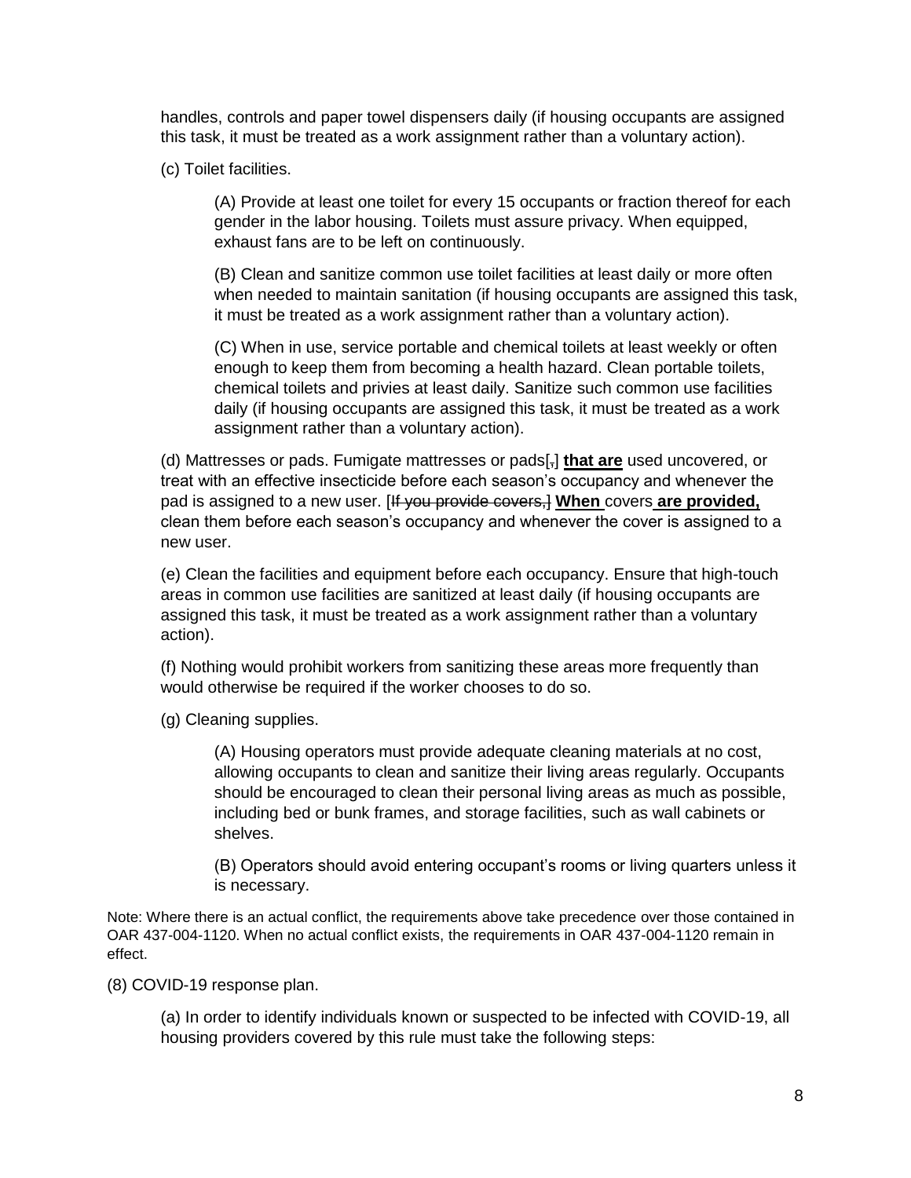handles, controls and paper towel dispensers daily (if housing occupants are assigned this task, it must be treated as a work assignment rather than a voluntary action).

(c) Toilet facilities.

> (A) Provide at least one toilet for every 15 occupants or fraction thereof for each gender in the labor housing. Toilets must assure privacy. When equipped, exhaust fans are to be left on continuously.
>
> (B) Clean and sanitize common use toilet facilities at least daily or more often when needed to maintain sanitation (if housing occupants are assigned this task, it must be treated as a work assignment rather than a voluntary action).
>
> (C) When in use, service portable and chemical toilets at least weekly or often enough to keep them from becoming a health hazard. Clean portable toilets, chemical toilets and privies at least daily. Sanitize such common use facilities daily (if housing occupants are assigned this task, it must be treated as a work assignment rather than a voluntary action).

(d) Mattresses or pads. Fumigate mattresses or pads[~~,~~] **that are** used uncovered, or treat with an effective insecticide before each season's occupancy and whenever the pad is assigned to a new user. [~~If you provide covers,~~] **When** covers **are provided,** clean them before each season's occupancy and whenever the cover is assigned to a new user.

(e) Clean the facilities and equipment before each occupancy. Ensure that high-touch areas in common use facilities are sanitized at least daily (if housing occupants are assigned this task, it must be treated as a work assignment rather than a voluntary action).

(f) Nothing would prohibit workers from sanitizing these areas more frequently than would otherwise be required if the worker chooses to do so.

(g) Cleaning supplies.

> (A) Housing operators must provide adequate cleaning materials at no cost, allowing occupants to clean and sanitize their living areas regularly. Occupants should be encouraged to clean their personal living areas as much as possible, including bed or bunk frames, and storage facilities, such as wall cabinets or shelves.
>
> (B) Operators should avoid entering occupant's rooms or living quarters unless it is necessary.

Note: Where there is an actual conflict, the requirements above take precedence over those contained in OAR 437-004-1120. When no actual conflict exists, the requirements in OAR 437-004-1120 remain in effect.

(8) COVID-19 response plan.

(a) In order to identify individuals known or suspected to be infected with COVID-19, all housing providers covered by this rule must take the following steps: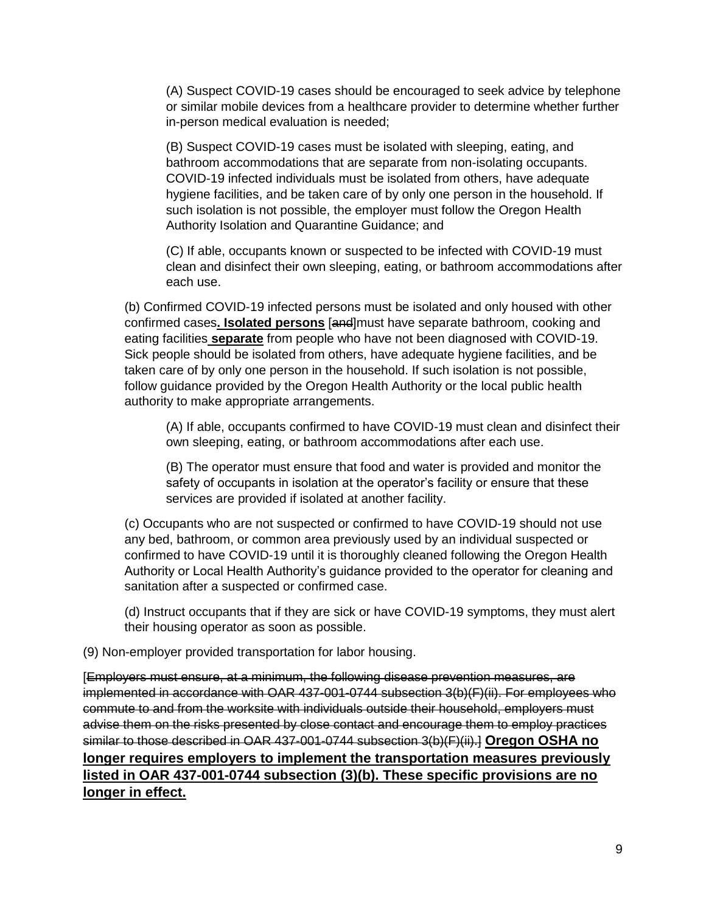(A) Suspect COVID-19 cases should be encouraged to seek advice by telephone or similar mobile devices from a healthcare provider to determine whether further in-person medical evaluation is needed;

(B) Suspect COVID-19 cases must be isolated with sleeping, eating, and bathroom accommodations that are separate from non-isolating occupants. COVID-19 infected individuals must be isolated from others, have adequate hygiene facilities, and be taken care of by only one person in the household. If such isolation is not possible, the employer must follow the Oregon Health Authority Isolation and Quarantine Guidance; and

(C) If able, occupants known or suspected to be infected with COVID-19 must clean and disinfect their own sleeping, eating, or bathroom accommodations after each use.

(b) Confirmed COVID-19 infected persons must be isolated and only housed with other confirmed cases**. Isolated persons** [~~and~~]must have separate bathroom, cooking and eating facilities **separate** from people who have not been diagnosed with COVID-19. Sick people should be isolated from others, have adequate hygiene facilities, and be taken care of by only one person in the household. If such isolation is not possible, follow guidance provided by the Oregon Health Authority or the local public health authority to make appropriate arrangements.

(A) If able, occupants confirmed to have COVID-19 must clean and disinfect their own sleeping, eating, or bathroom accommodations after each use.

(B) The operator must ensure that food and water is provided and monitor the safety of occupants in isolation at the operator's facility or ensure that these services are provided if isolated at another facility.

(c) Occupants who are not suspected or confirmed to have COVID-19 should not use any bed, bathroom, or common area previously used by an individual suspected or confirmed to have COVID-19 until it is thoroughly cleaned following the Oregon Health Authority or Local Health Authority's guidance provided to the operator for cleaning and sanitation after a suspected or confirmed case.

(d) Instruct occupants that if they are sick or have COVID-19 symptoms, they must alert their housing operator as soon as possible.

(9) Non-employer provided transportation for labor housing.

[~~Employers must ensure, at a minimum, the following disease prevention measures, are implemented in accordance with OAR 437-001-0744 subsection 3(b)(F)(ii). For employees who commute to and from the worksite with individuals outside their household, employers must advise them on the risks presented by close contact and encourage them to employ practices similar to those described in OAR 437-001-0744 subsection 3(b)(F)(ii).~~] **Oregon OSHA no longer requires employers to implement the transportation measures previously listed in OAR 437-001-0744 subsection (3)(b). These specific provisions are no longer in effect.**